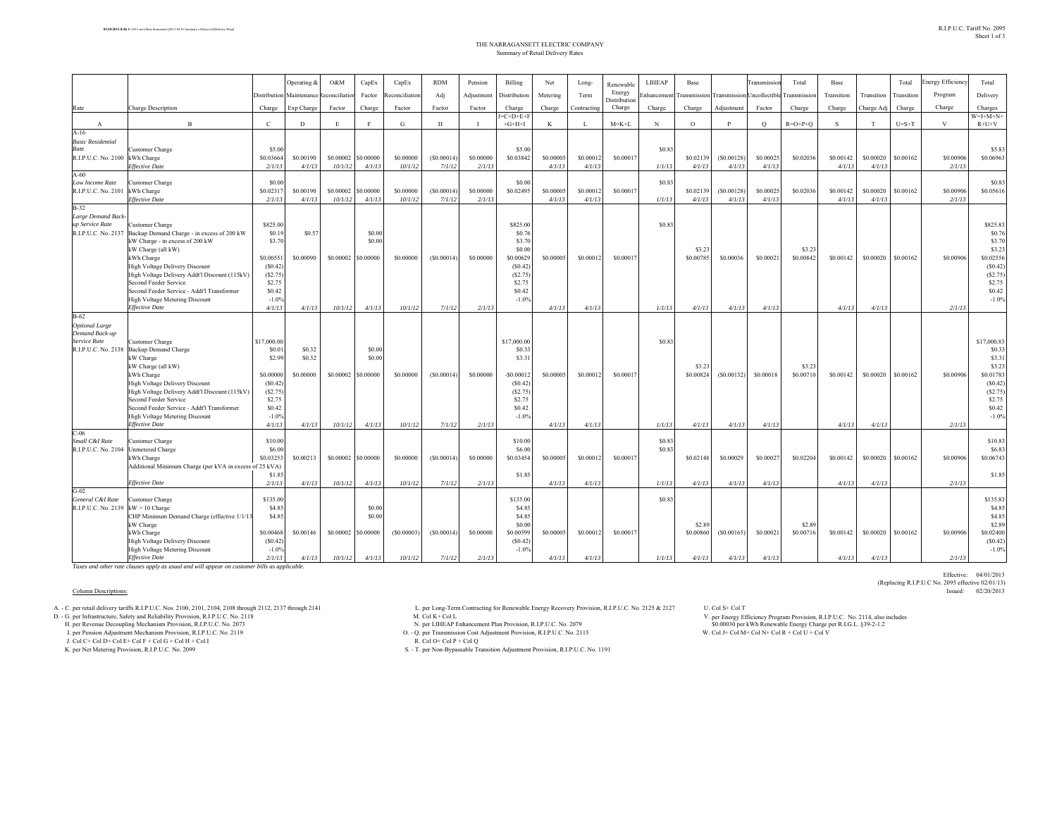THE NARRAGANSETT ELECTRIC COMPANY
Summary of Retail Delivery Rates

| Rate | Charge Description | Distribution Charge | Operating & Maintenance Exp Charge | O&M Reconciliation Factor | CapEx Factor Charge | CapEx Reconciliation Factor | RDM Adj Factor | Pension Adjustment Factor | Billing Distribution Charge | Net Metering Charge | Long-Term Contracting | Renewable Energy Distribution Charge | LIHEAP Enhancement Charge | Base Transmission Charge | Transmission Adjustment | Transmission Uncollectible Factor | Total Transmission Charge | Base Transition Charge | Transition Charge Adj | Total Transition Charge | Energy Efficiency Program Charge | Total Delivery Charges |
|---|---|---|---|---|---|---|---|---|---|---|---|---|---|---|---|---|---|---|---|---|---|---|
| | | | | | | | | | J=C+D+E+F +G+H+I | | | | | | | | | | | | | W=J+M+N+ R+U+V |
| A | B | C | D | E | F | G | H | I | | K | L | M=K+L | N | O | P | Q | R=O+P+Q | S | T | U=S+T | V | |
| A-16 | | | | | | | | | | | | | | | | | | | | | | |
| *Basic Residential Rate* | Customer Charge | $5.00 | | | | | | | $5.00 | | | | $0.83 | | | | | | | | | $5.83 |
| R.I.P.U.C. No. 2100 | kWh Charge | $0.03664 | $0.00190 | $0.00002 | $0.00000 | $0.00000 | ($0.00014) | $0.00000 | $0.03842 | $0.00005 | $0.00012 | $0.00017 | | $0.02139 | ($0.00128) | $0.00025 | $0.02036 | $0.00142 | $0.00020 | $0.00162 | $0.00906 | $0.06963 |
| | *Effective Date* | *2/1/13* | *4/1/13* | *10/1/12* | *4/1/13* | *10/1/12* | *7/1/12* | *2/1/13* | | *4/1/13* | *4/1/13* | | *1/1/13* | *4/1/13* | *4/1/13* | *4/1/13* | | *4/1/13* | *4/1/13* | | *2/1/13* | |
| A-60 | | | | | | | | | | | | | | | | | | | | | | |
| *Low Income Rate* | Customer Charge | $0.00 | | | | | | | $0.00 | | | | $0.83 | | | | | | | | | $0.83 |
| R.I.P.U.C. No. 2101 | kWh Charge | $0.02317 | $0.00190 | $0.00002 | $0.00000 | $0.00000 | ($0.00014) | $0.00000 | $0.02495 | $0.00005 | $0.00012 | $0.00017 | | $0.02139 | ($0.00128) | $0.00025 | $0.02036 | $0.00142 | $0.00020 | $0.00162 | $0.00906 | $0.05616 |
| | *Effective Date* | *2/1/13* | *4/1/13* | *10/1/12* | *4/1/13* | *10/1/12* | *7/1/12* | *2/1/13* | | *4/1/13* | *4/1/13* | | *1/1/13* | *4/1/13* | *4/1/13* | *4/1/13* | | *4/1/13* | *4/1/13* | | *2/1/13* | |
| B-32 | | | | | | | | | | | | | | | | | | | | | | |
| *Large Demand Back-up Service Rate* | Customer Charge | $825.00 | | | | | | | $825.00 | | | | $0.83 | | | | | | | | | $825.83 |
| R.I.P.U.C. No. 2137 | Backup Demand Charge - in excess of 200 kW | $0.19 | $0.57 | | $0.00 | | | | $0.76 | | | | | | | | | | | | | $0.76 |
| | kW Charge - in excess of 200 kW | $3.70 | | | $0.00 | | | | $3.70 | | | | | | | | | | | | | $3.70 |
| | kW Charge (all kW) | | | | | | | | $0.00 | | | | | $3.23 | | | $3.23 | | | | | $3.23 |
| | kWh Charge | $0.00551 | $0.00090 | $0.00002 | $0.00000 | $0.00000 | ($0.00014) | $0.00000 | $0.00629 | $0.00005 | $0.00012 | $0.00017 | | $0.00785 | $0.00036 | $0.00021 | $0.00842 | $0.00142 | $0.00020 | $0.00162 | $0.00906 | $0.02556 |
| | High Voltage Delivery Discount | ($0.42) | | | | | | | ($0.42) | | | | | | | | | | | | | ($0.42) |
| | High Voltage Delivery Addt'l Discount (115kV) | ($2.75) | | | | | | | ($2.75) | | | | | | | | | | | | | ($2.75) |
| | Second Feeder Service | $2.75 | | | | | | | $2.75 | | | | | | | | | | | | | $2.75 |
| | Second Feeder Service - Addt'l Transformer | $0.42 | | | | | | | $0.42 | | | | | | | | | | | | | $0.42 |
| | High Voltage Metering Discount | -1.0% | | | | | | | -1.0% | | | | | | | | | | | | | -1.0% |
| | *Effective Date* | *4/1/13* | *4/1/13* | *10/1/12* | *4/1/13* | *10/1/12* | *7/1/12* | *2/1/13* | | *4/1/13* | *4/1/13* | | *1/1/13* | *4/1/13* | *4/1/13* | *4/1/13* | | *4/1/13* | *4/1/13* | | *2/1/13* | |
| B-62 | | | | | | | | | | | | | | | | | | | | | | |
| *Optional Large Demand Back-up Service Rate* | Customer Charge | $17,000.00 | | | | | | | $17,000.00 | | | | $0.83 | | | | | | | | | $17,000.83 |
| R.I.P.U.C. No. 2138 | Backup Demand Charge | $0.01 | $0.32 | | $0.00 | | | | $0.33 | | | | | | | | | | | | | $0.33 |
| | kW Charge | $2.99 | $0.32 | | $0.00 | | | | $3.31 | | | | | | | | | | | | | $3.31 |
| | kW Charge (all kW) | | | | | | | | | | | | | $3.23 | | | $3.23 | | | | | $3.23 |
| | kWh Charge | $0.00000 | $0.00000 | $0.00002 | $0.00000 | $0.00000 | ($0.00014) | $0.00000 | -$0.00012 | $0.00005 | $0.00012 | $0.00017 | | $0.00824 | ($0.00132) | $0.00018 | $0.00710 | $0.00142 | $0.00020 | $0.00162 | $0.00906 | $0.01783 |
| | High Voltage Delivery Discount | ($0.42) | | | | | | | ($0.42) | | | | | | | | | | | | | ($0.42) |
| | High Voltage Delivery Addt'l Discount (115kV) | ($2.75) | | | | | | | ($2.75) | | | | | | | | | | | | | ($2.75) |
| | Second Feeder Service | $2.75 | | | | | | | $2.75 | | | | | | | | | | | | | $2.75 |
| | Second Feeder Service - Addt'l Transformer | $0.42 | | | | | | | $0.42 | | | | | | | | | | | | | $0.42 |
| | High Voltage Metering Discount | -1.0% | | | | | | | -1.0% | | | | | | | | | | | | | -1.0% |
| | *Effective Date* | *4/1/13* | *4/1/13* | *10/1/12* | *4/1/13* | *10/1/12* | *7/1/12* | *2/1/13* | | *4/1/13* | *4/1/13* | | *1/1/13* | *4/1/13* | *4/1/13* | *4/1/13* | | *4/1/13* | *4/1/13* | | *2/1/13* | |
| C-06 | | | | | | | | | | | | | | | | | | | | | | |
| *Small C&I Rate* | Customer Charge | $10.00 | | | | | | | $10.00 | | | | $0.83 | | | | | | | | | $10.83 |
| R.I.P.U.C. No. 2104 | Unmetered Charge | $6.00 | | | | | | | $6.00 | | | | $0.83 | | | | | | | | | $6.83 |
| | kWh Charge | $0.03253 | $0.00213 | $0.00002 | $0.00000 | $0.00000 | ($0.00014) | $0.00000 | $0.03454 | $0.00005 | $0.00012 | $0.00017 | | $0.02148 | $0.00029 | $0.00027 | $0.02204 | $0.00142 | $0.00020 | $0.00162 | $0.00906 | $0.06743 |
| | Additional Minimum Charge (per kVA in excess of 25 kVA) | $1.85 | | | | | | | $1.85 | | | | | | | | | | | | | $1.85 |
| | *Effective Date* | *2/1/13* | *4/1/13* | *10/1/12* | *4/1/13* | *10/1/12* | *7/1/12* | *2/1/13* | | *4/1/13* | *4/1/13* | | *1/1/13* | *4/1/13* | *4/1/13* | *4/1/13* | | *4/1/13* | *4/1/13* | | *2/1/13* | |
| G-02 | | | | | | | | | | | | | | | | | | | | | | |
| *General C&I Rate* | Customer Charge | $135.00 | | | | | | | $135.00 | | | | $0.83 | | | | | | | | | $135.83 |
| R.I.P.U.C. No. 2139 | kW > 10 Charge | $4.85 | | | $0.00 | | | | $4.85 | | | | | | | | | | | | | $4.85 |
| | CHP Minimum Demand Charge (effective 1/1/13 | $4.85 | | | $0.00 | | | | $4.85 | | | | | | | | | | | | | $4.85 |
| | kW Charge | | | | | | | | $0.00 | | | | | $2.89 | | | $2.89 | | | | | $2.89 |
| | kWh Charge | $0.00468 | $0.00146 | $0.00002 | $0.00000 | ($0.00003) | ($0.00014) | $0.00000 | $0.00599 | $0.00005 | $0.00012 | $0.00017 | | $0.00860 | ($0.00165) | $0.00021 | $0.00716 | $0.00142 | $0.00020 | $0.00162 | $0.00906 | $0.02400 |
| | High Voltage Delivery Discount | ($0.42) | | | | | | | ($0.42) | | | | | | | | | | | | | ($0.42) |
| | High Voltage Metering Discount | -1.0% | | | | | | | -1.0% | | | | | | | | | | | | | -1.0% |
| | *Effective Date* | *2/1/13* | *4/1/13* | *10/1/12* | *4/1/13* | *10/1/12* | *7/1/12* | *2/1/13* | | *4/1/13* | *4/1/13* | | *1/1/13* | *4/1/13* | *4/1/13* | *4/1/13* | | *4/1/13* | *4/1/13* | | *2/1/13* | |

*Taxes and other rate clauses apply as usual and will appear on customer bills as applicable.*

Effective: 04/01/2013
(Replacing R.I.P.U.C No. 2095 effective 02/01/13)
Issued: 02/20/2013

Column Descriptions:

A. - C. per retail delivery tariffs R.I.P.U.C. Nos. 2100, 2101, 2104, 2108 through 2112, 2137 through 2141
D. - G. per Infrastructure, Safety and Reliability Provision, R.I.P.U.C. No. 2118
H. per Revenue Decoupling Mechanism Provision, R.I.P.U.C. No. 2073
I. per Pension Adjustment Mechanism Provision, R.I.P.U.C. No. 2119
J. Col C+ Col D+ Col E+ Col F + Col G + Col H + Col I
K. per Net Metering Provision, R.I.P.U.C. No. 2099
L. per Long-Term Contracting for Renewable Energy Recovery Provision, R.I.P.U.C. No. 2125 & 2127
M. Col K+ Col L
N. per LIHEAP Enhancement Plan Provision, R.I.P.U.C. No. 2079
O. - Q. per Transmission Cost Adjustment Provision, R.I.P.U.C. No. 2115
R. Col O+ Col P + Col Q
S. - T. per Non-Bypassable Transition Adjustment Provision, R.I.P.U.C. No. 1191
U. Col S+ Col T
V. per Energy Efficiency Program Provision, R.I.P.U.C. No. 2114, also includes $0.00030 per kWh Renewable Energy Charge per R.I.G.L. §39-2-1.2
W. Col J+ Col M+ Col N+ Col R + Col U + Col V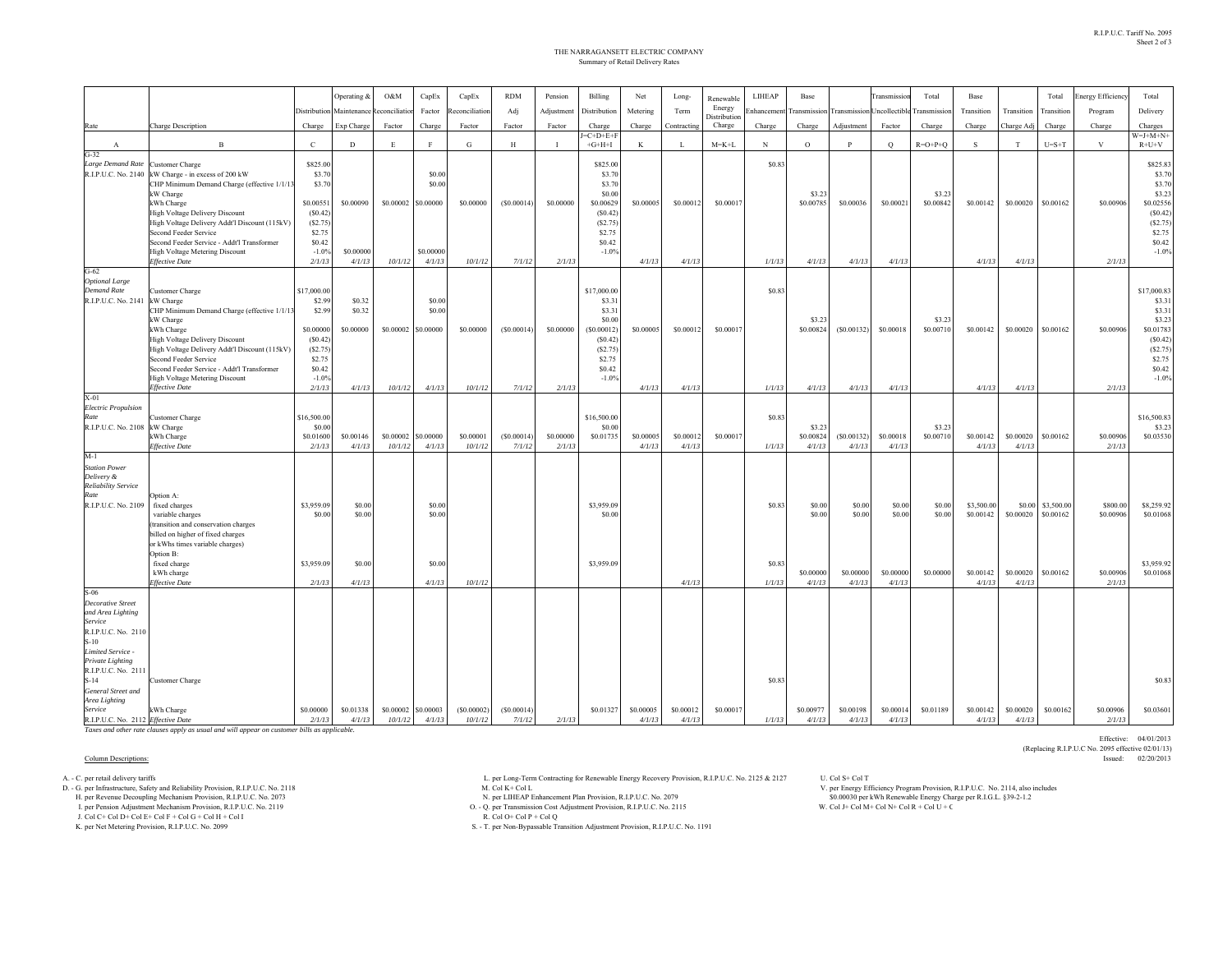R.I.P.U.C. Tariff No. 2095
Sheet 2 of 3

# THE NARRAGANSETT ELECTRIC COMPANY

## Summary of Retail Delivery Rates

| Rate | Charge Description | Distribution Charge | Operating & Maintenance Exp Charge | O&M Reconciliation Factor | CapEx Factor Charge | CapEx Reconciliation Factor | RDM Adj Factor | Pension Adjustment Factor | Billing Distribution Charge | Net Metering Charge | Long-Term Contracting | Renewable Energy Distribution Charge | LIHEAP Enhancement Charge | Base Transmission Charge | Transmission Adjustment | Transmission Uncollectible Factor | Total Transmission Charge | Base Transition Charge | Transition Charge Adj | Total Transition Charge | Energy Efficiency Program Charge | Total Delivery Charges |
|---|---|---|---|---|---|---|---|---|---|---|---|---|---|---|---|---|---|---|---|---|---|---|
| A | B | C | D | E | F | G | H | I | J=C+D+E+F+G+H+I | K | L | M=K+L | N | O | P | Q | R=O+P+Q | S | T | U=S+T | V | W=J+M+N+R+U+V |
| G-32 | | | | | | | | | | | | | | | | | | | | | | |
| *Large Demand Rate* | Customer Charge | $825.00 | | | | | | | $825.00 | | | | $0.83 | | | | | | | | | $825.83 |
| R.I.P.U.C. No. 2140 | kW Charge - in excess of 200 kW | $3.70 | | | $0.00 | | | | $3.70 | | | | | | | | | | | | | $3.70 |
| | CHP Minimum Demand Charge (effective 1/1/13) | $3.70 | | | $0.00 | | | | $3.70 | | | | | | | | | | | | | $3.70 |
| | kW Charge | | | | | | | | $0.00 | | | | | $3.23 | | | $3.23 | | | | | $3.23 |
| | kWh Charge | $0.00551 | $0.00090 | $0.00002 | $0.00000 | $0.00000 | ($0.00014) | $0.00000 | $0.00629 | $0.00005 | $0.00012 | $0.00017 | | $0.00785 | $0.00036 | $0.00021 | $0.00842 | $0.00142 | $0.00020 | $0.00162 | $0.00906 | $0.02556 |
| | High Voltage Delivery Discount | ($0.42) | | | | | | | ($0.42) | | | | | | | | | | | | | ($0.42) |
| | High Voltage Delivery Addt'l Discount (115kV) | ($2.75) | | | | | | | ($2.75) | | | | | | | | | | | | | ($2.75) |
| | Second Feeder Service | $2.75 | | | | | | | $2.75 | | | | | | | | | | | | | $2.75 |
| | Second Feeder Service - Addt'l Transformer | $0.42 | | | | | | | $0.42 | | | | | | | | | | | | | $0.42 |
| | High Voltage Metering Discount | -1.0% | $0.00000 | | $0.00000 | | | | -1.0% | | | | | | | | | | | | | -1.0% |
| | *Effective Date* | *2/1/13* | *4/1/13* | *10/1/12* | *4/1/13* | *10/1/12* | *7/1/12* | *2/1/13* | | *4/1/13* | *4/1/13* | | *1/1/13* | *4/1/13* | *4/1/13* | *4/1/13* | | *4/1/13* | *4/1/13* | | *2/1/13* | |
| G-62 | | | | | | | | | | | | | | | | | | | | | | |
| *Optional Large Demand Rate* | Customer Charge | $17,000.00 | | | | | | | $17,000.00 | | | | $0.83 | | | | | | | | | $17,000.83 |
| R.I.P.U.C. No. 2141 | kW Charge | $2.99 | $0.32 | | $0.00 | | | | $3.31 | | | | | | | | | | | | | $3.31 |
| | CHP Minimum Demand Charge (effective 1/1/13) | $2.99 | $0.32 | | $0.00 | | | | $3.31 | | | | | | | | | | | | | $3.31 |
| | kW Charge | | | | | | | | $0.00 | | | | | $3.23 | | | $3.23 | | | | | $3.23 |
| | kWh Charge | $0.00000 | $0.00000 | $0.00002 | $0.00000 | $0.00000 | ($0.00014) | $0.00000 | ($0.00012) | $0.00005 | $0.00012 | $0.00017 | | $0.00824 | ($0.00132) | $0.00018 | $0.00710 | $0.00142 | $0.00020 | $0.00162 | $0.00906 | $0.01783 |
| | High Voltage Delivery Discount | ($0.42) | | | | | | | ($0.42) | | | | | | | | | | | | | ($0.42) |
| | High Voltage Delivery Addt'l Discount (115kV) | ($2.75) | | | | | | | ($2.75) | | | | | | | | | | | | | ($2.75) |
| | Second Feeder Service | $2.75 | | | | | | | $2.75 | | | | | | | | | | | | | $2.75 |
| | Second Feeder Service - Addt'l Transformer | $0.42 | | | | | | | $0.42 | | | | | | | | | | | | | $0.42 |
| | High Voltage Metering Discount | -1.0% | | | | | | | -1.0% | | | | | | | | | | | | | -1.0% |
| | *Effective Date* | *2/1/13* | *4/1/13* | *10/1/12* | *4/1/13* | *10/1/12* | *7/1/12* | *2/1/13* | | *4/1/13* | *4/1/13* | | *1/1/13* | *4/1/13* | *4/1/13* | *4/1/13* | | *4/1/13* | *4/1/13* | | *2/1/13* | |
| X-01 | | | | | | | | | | | | | | | | | | | | | | |
| *Electric Propulsion Rate* | Customer Charge | $16,500.00 | | | | | | | $16,500.00 | | | | $0.83 | | | | | | | | | $16,500.83 |
| R.I.P.U.C. No. 2108 | kW Charge | $0.00 | | | | | | | $0.00 | | | | | $3.23 | | | $3.23 | | | | | $3.23 |
| | kWh Charge | $0.01600 | $0.00146 | $0.00002 | $0.00000 | $0.00001 | ($0.00014) | $0.00000 | $0.01735 | $0.00005 | $0.00012 | $0.00017 | | $0.00824 | ($0.00132) | $0.00018 | $0.00710 | $0.00142 | $0.00020 | $0.00162 | $0.00906 | $0.03530 |
| | *Effective Date* | *2/1/13* | *4/1/13* | *10/1/12* | *4/1/13* | *10/1/12* | *7/1/12* | *2/1/13* | | *4/1/13* | *4/1/13* | | *1/1/13* | *4/1/13* | *4/1/13* | *4/1/13* | | *4/1/13* | *4/1/13* | | *2/1/13* | |
| M-1 | | | | | | | | | | | | | | | | | | | | | | |
| *Station Power Delivery & Reliability Service Rate* | Option A: | | | | | | | | | | | | | | | | | | | | | |
| R.I.P.U.C. No. 2109 | fixed charges | $3,959.09 | $0.00 | | $0.00 | | | | $3,959.09 | | | | $0.83 | $0.00 | $0.00 | $0.00 | $0.00 | $3,500.00 | $0.00 | $3,500.00 | $800.00 | $8,259.92 |
| | variable charges | $0.00 | $0.00 | | $0.00 | | | | $0.00 | | | | | $0.00 | $0.00 | $0.00 | $0.00 | $0.00142 | $0.00020 | $0.00162 | $0.00906 | $0.01068 |
| | (transition and conservation charges billed on higher of fixed charges or kWhs times variable charges) | | | | | | | | | | | | | | | | | | | | | |
| | Option B: | | | | | | | | | | | | | | | | | | | | | |
| | fixed charge | $3,959.09 | $0.00 | | $0.00 | | | | $3,959.09 | | | | $0.83 | | | | | | | | | $3,959.92 |
| | kWh charge | | | | | | | | | | | | | $0.00000 | $0.00000 | $0.00000 | $0.00000 | $0.00142 | $0.00020 | $0.00162 | $0.00906 | $0.01068 |
| | *Effective Date* | *2/1/13* | *4/1/13* | | *4/1/13* | *10/1/12* | | | | | *4/1/13* | | *1/1/13* | *4/1/13* | *4/1/13* | *4/1/13* | | *4/1/13* | *4/1/13* | | *2/1/13* | |
| S-06 *Decorative Street and Area Lighting Service* R.I.P.U.C. No. 2110 | | | | | | | | | | | | | | | | | | | | | | |
| S-10 *Limited Service - Private Lighting* R.I.P.U.C. No. 2111 | | | | | | | | | | | | | | | | | | | | | | |
| S-14 | Customer Charge | | | | | | | | | | | | $0.83 | | | | | | | | | $0.83 |
| *General Street and Area Lighting Service* | kWh Charge | $0.00000 | $0.01338 | $0.00002 | $0.00003 | ($0.00002) | ($0.00014) | | $0.01327 | $0.00005 | $0.00012 | $0.00017 | | $0.00977 | $0.00198 | $0.00014 | $0.01189 | $0.00142 | $0.00020 | $0.00162 | $0.00906 | $0.03601 |
| R.I.P.U.C. No. 2112 | *Effective Date* | *2/1/13* | *4/1/13* | *10/1/12* | *4/1/13* | *10/1/12* | *7/1/12* | *2/1/13* | | *4/1/13* | *4/1/13* | | *1/1/13* | *4/1/13* | *4/1/13* | *4/1/13* | | *4/1/13* | *4/1/13* | | *2/1/13* | |

*Taxes and other rate clauses apply as usual and will appear on customer bills as applicable.*

Effective: 04/01/2013
(Replacing R.I.P.U.C No. 2095 effective 02/01/13)
Issued: 02/20/2013

Column Descriptions:

A. - C. per retail delivery tariffs
D. - G. per Infrastructure, Safety and Reliability Provision, R.I.P.U.C. No. 2118
H. per Revenue Decoupling Mechanism Provision, R.I.P.U.C. No. 2073
I. per Pension Adjustment Mechanism Provision, R.I.P.U.C. No. 2119
J. Col C+ Col D+ Col E+ Col F + Col G + Col H + Col I
K. per Net Metering Provision, R.I.P.U.C. No. 2099
L. per Long-Term Contracting for Renewable Energy Recovery Provision, R.I.P.U.C. No. 2125 & 2127
M. Col K+ Col L
N. per LIHEAP Enhancement Plan Provision, R.I.P.U.C. No. 2079
O. - Q. per Transmission Cost Adjustment Provision, R.I.P.U.C. No. 2115
R. Col O+ Col P + Col Q
S. - T. per Non-Bypassable Transition Adjustment Provision, R.I.P.U.C. No. 1191
U. Col S+ Col T
V. per Energy Efficiency Program Provision, R.I.P.U.C. No. 2114, also includes $0.00030 per kWh Renewable Energy Charge per R.I.G.L. §39-2-1.2
W. Col J+ Col M+ Col N+ Col R + Col U + C